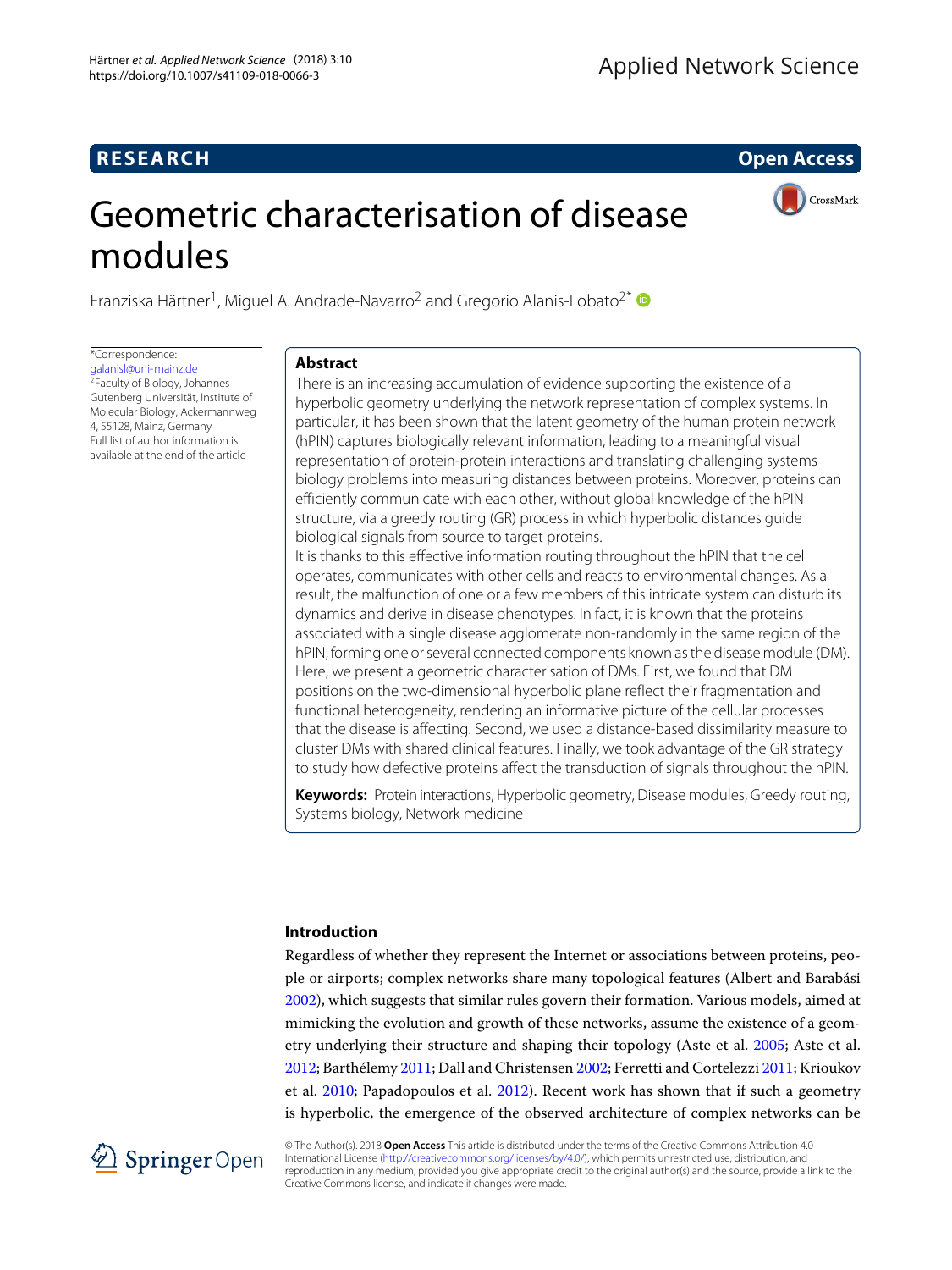**RESEARCH** **Open Access**

# Geometric characterisation of disease modules

Franziska Härtner[1], Miguel A. Andrade-Navarro[2] and Gregorio Alanis-Lobato[2*]

*Correspondence: galanisl@uni-mainz.de
[2]Faculty of Biology, Johannes Gutenberg Universität, Institute of Molecular Biology, Ackermannweg 4, 55128, Mainz, Germany
Full list of author information is available at the end of the article

## Abstract

There is an increasing accumulation of evidence supporting the existence of a hyperbolic geometry underlying the network representation of complex systems. In particular, it has been shown that the latent geometry of the human protein network (hPIN) captures biologically relevant information, leading to a meaningful visual representation of protein-protein interactions and translating challenging systems biology problems into measuring distances between proteins. Moreover, proteins can efficiently communicate with each other, without global knowledge of the hPIN structure, via a greedy routing (GR) process in which hyperbolic distances guide biological signals from source to target proteins.

It is thanks to this effective information routing throughout the hPIN that the cell operates, communicates with other cells and reacts to environmental changes. As a result, the malfunction of one or a few members of this intricate system can disturb its dynamics and derive in disease phenotypes. In fact, it is known that the proteins associated with a single disease agglomerate non-randomly in the same region of the hPIN, forming one or several connected components known as the disease module (DM). Here, we present a geometric characterisation of DMs. First, we found that DM positions on the two-dimensional hyperbolic plane reflect their fragmentation and functional heterogeneity, rendering an informative picture of the cellular processes that the disease is affecting. Second, we used a distance-based dissimilarity measure to cluster DMs with shared clinical features. Finally, we took advantage of the GR strategy to study how defective proteins affect the transduction of signals throughout the hPIN.

**Keywords:** Protein interactions, Hyperbolic geometry, Disease modules, Greedy routing, Systems biology, Network medicine

## Introduction

Regardless of whether they represent the Internet or associations between proteins, people or airports; complex networks share many topological features (Albert and Barabási 2002), which suggests that similar rules govern their formation. Various models, aimed at mimicking the evolution and growth of these networks, assume the existence of a geometry underlying their structure and shaping their topology (Aste et al. 2005; Aste et al. 2012; Barthélemy 2011; Dall and Christensen 2002; Ferretti and Cortelezzi 2011; Krioukov et al. 2010; Papadopoulos et al. 2012). Recent work has shown that if such a geometry is hyperbolic, the emergence of the observed architecture of complex networks can be

© The Author(s). 2018 **Open Access** This article is distributed under the terms of the Creative Commons Attribution 4.0 International License (http://creativecommons.org/licenses/by/4.0/), which permits unrestricted use, distribution, and reproduction in any medium, provided you give appropriate credit to the original author(s) and the source, provide a link to the Creative Commons license, and indicate if changes were made.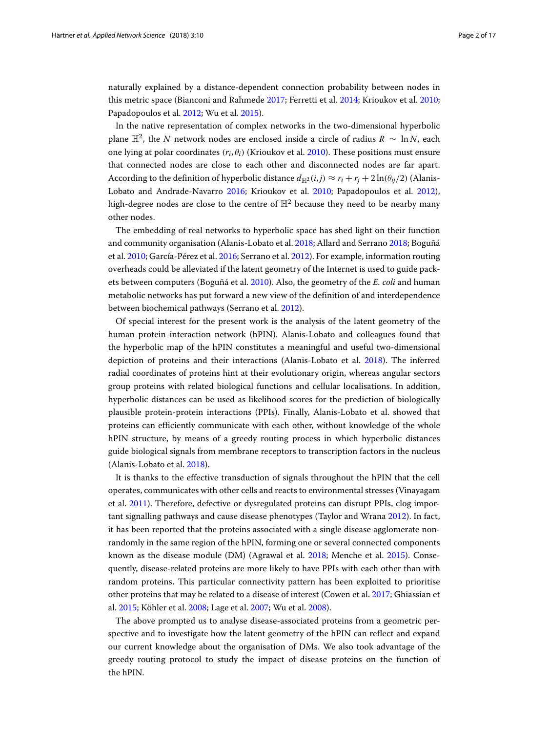naturally explained by a distance-dependent connection probability between nodes in this metric space (Bianconi and Rahmede 2017; Ferretti et al. 2014; Krioukov et al. 2010; Papadopoulos et al. 2012; Wu et al. 2015).

In the native representation of complex networks in the two-dimensional hyperbolic plane $\mathbb{H}^2$, the $N$ network nodes are enclosed inside a circle of radius $R \sim \ln N$, each one lying at polar coordinates $(r_i, \theta_i)$ (Krioukov et al. 2010). These positions must ensure that connected nodes are close to each other and disconnected nodes are far apart. According to the definition of hyperbolic distance $d_{\mathbb{H}^2}(i,j) \approx r_i + r_j + 2\ln(\theta_{ij}/2)$ (Alanis-Lobato and Andrade-Navarro 2016; Krioukov et al. 2010; Papadopoulos et al. 2012), high-degree nodes are close to the centre of $\mathbb{H}^2$ because they need to be nearby many other nodes.

The embedding of real networks to hyperbolic space has shed light on their function and community organisation (Alanis-Lobato et al. 2018; Allard and Serrano 2018; Boguñá et al. 2010; García-Pérez et al. 2016; Serrano et al. 2012). For example, information routing overheads could be alleviated if the latent geometry of the Internet is used to guide packets between computers (Boguñá et al. 2010). Also, the geometry of the *E. coli* and human metabolic networks has put forward a new view of the definition of and interdependence between biochemical pathways (Serrano et al. 2012).

Of special interest for the present work is the analysis of the latent geometry of the human protein interaction network (hPIN). Alanis-Lobato and colleagues found that the hyperbolic map of the hPIN constitutes a meaningful and useful two-dimensional depiction of proteins and their interactions (Alanis-Lobato et al. 2018). The inferred radial coordinates of proteins hint at their evolutionary origin, whereas angular sectors group proteins with related biological functions and cellular localisations. In addition, hyperbolic distances can be used as likelihood scores for the prediction of biologically plausible protein-protein interactions (PPIs). Finally, Alanis-Lobato et al. showed that proteins can efficiently communicate with each other, without knowledge of the whole hPIN structure, by means of a greedy routing process in which hyperbolic distances guide biological signals from membrane receptors to transcription factors in the nucleus (Alanis-Lobato et al. 2018).

It is thanks to the effective transduction of signals throughout the hPIN that the cell operates, communicates with other cells and reacts to environmental stresses (Vinayagam et al. 2011). Therefore, defective or dysregulated proteins can disrupt PPIs, clog important signalling pathways and cause disease phenotypes (Taylor and Wrana 2012). In fact, it has been reported that the proteins associated with a single disease agglomerate non-randomly in the same region of the hPIN, forming one or several connected components known as the disease module (DM) (Agrawal et al. 2018; Menche et al. 2015). Consequently, disease-related proteins are more likely to have PPIs with each other than with random proteins. This particular connectivity pattern has been exploited to prioritise other proteins that may be related to a disease of interest (Cowen et al. 2017; Ghiassian et al. 2015; Köhler et al. 2008; Lage et al. 2007; Wu et al. 2008).

The above prompted us to analyse disease-associated proteins from a geometric perspective and to investigate how the latent geometry of the hPIN can reflect and expand our current knowledge about the organisation of DMs. We also took advantage of the greedy routing protocol to study the impact of disease proteins on the function of the hPIN.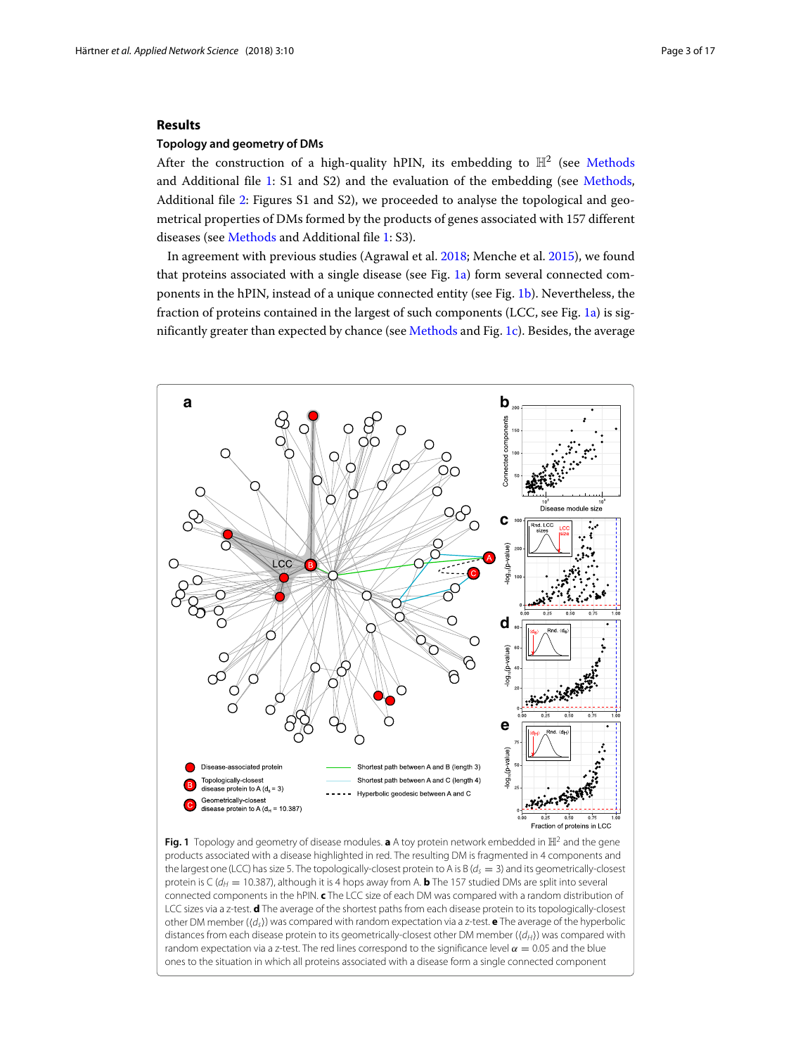## Results

### Topology and geometry of DMs

After the construction of a high-quality hPIN, its embedding to $\mathbb{H}^2$ (see Methods and Additional file 1: S1 and S2) and the evaluation of the embedding (see Methods, Additional file 2: Figures S1 and S2), we proceeded to analyse the topological and geometrical properties of DMs formed by the products of genes associated with 157 different diseases (see Methods and Additional file 1: S3).

In agreement with previous studies (Agrawal et al. 2018; Menche et al. 2015), we found that proteins associated with a single disease (see Fig. 1a) form several connected components in the hPIN, instead of a unique connected entity (see Fig. 1b). Nevertheless, the fraction of proteins contained in the largest of such components (LCC, see Fig. 1a) is significantly greater than expected by chance (see Methods and Fig. 1c). Besides, the average

**Fig. 1** Topology and geometry of disease modules. **a** A toy protein network embedded in $\mathbb{H}^2$ and the gene products associated with a disease highlighted in red. The resulting DM is fragmented in 4 components and the largest one (LCC) has size 5. The topologically-closest protein to A is B ($d_s = 3$) and its geometrically-closest protein is C ($d_H = 10.387$), although it is 4 hops away from A. **b** The 157 studied DMs are split into several connected components in the hPIN. **c** The LCC size of each DM was compared with a random distribution of LCC sizes via a z-test. **d** The average of the shortest paths from each disease protein to its topologically-closest other DM member ($\langle d_s \rangle$) was compared with random expectation via a z-test. **e** The average of the hyperbolic distances from each disease protein to its geometrically-closest other DM member ($\langle d_H \rangle$) was compared with random expectation via a z-test. The red lines correspond to the significance level $\alpha = 0.05$ and the blue ones to the situation in which all proteins associated with a disease form a single connected component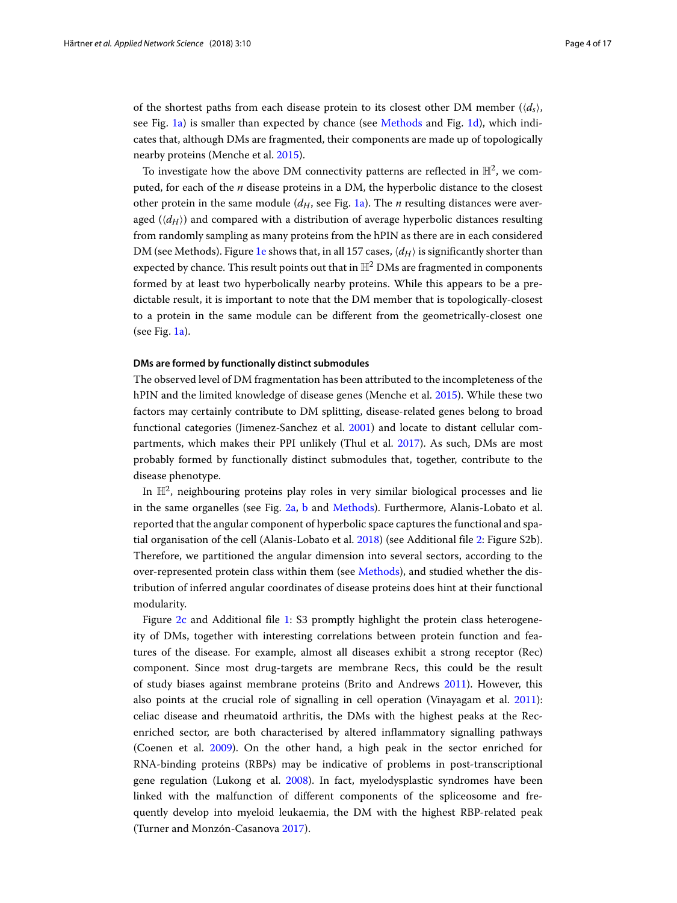of the shortest paths from each disease protein to its closest other DM member ($\langle d_s \rangle$, see Fig. 1a) is smaller than expected by chance (see Methods and Fig. 1d), which indicates that, although DMs are fragmented, their components are made up of topologically nearby proteins (Menche et al. 2015).

To investigate how the above DM connectivity patterns are reflected in $\mathbb{H}^2$, we computed, for each of the $n$ disease proteins in a DM, the hyperbolic distance to the closest other protein in the same module ($d_H$, see Fig. 1a). The $n$ resulting distances were averaged ($\langle d_H \rangle$) and compared with a distribution of average hyperbolic distances resulting from randomly sampling as many proteins from the hPIN as there are in each considered DM (see Methods). Figure 1e shows that, in all 157 cases, $\langle d_H \rangle$ is significantly shorter than expected by chance. This result points out that in $\mathbb{H}^2$ DMs are fragmented in components formed by at least two hyperbolically nearby proteins. While this appears to be a predictable result, it is important to note that the DM member that is topologically-closest to a protein in the same module can be different from the geometrically-closest one (see Fig. 1a).

#### DMs are formed by functionally distinct submodules

The observed level of DM fragmentation has been attributed to the incompleteness of the hPIN and the limited knowledge of disease genes (Menche et al. 2015). While these two factors may certainly contribute to DM splitting, disease-related genes belong to broad functional categories (Jimenez-Sanchez et al. 2001) and locate to distant cellular compartments, which makes their PPI unlikely (Thul et al. 2017). As such, DMs are most probably formed by functionally distinct submodules that, together, contribute to the disease phenotype.

In $\mathbb{H}^2$, neighbouring proteins play roles in very similar biological processes and lie in the same organelles (see Fig. 2a, b and Methods). Furthermore, Alanis-Lobato et al. reported that the angular component of hyperbolic space captures the functional and spatial organisation of the cell (Alanis-Lobato et al. 2018) (see Additional file 2: Figure S2b). Therefore, we partitioned the angular dimension into several sectors, according to the over-represented protein class within them (see Methods), and studied whether the distribution of inferred angular coordinates of disease proteins does hint at their functional modularity.

Figure 2c and Additional file 1: S3 promptly highlight the protein class heterogeneity of DMs, together with interesting correlations between protein function and features of the disease. For example, almost all diseases exhibit a strong receptor (Rec) component. Since most drug-targets are membrane Recs, this could be the result of study biases against membrane proteins (Brito and Andrews 2011). However, this also points at the crucial role of signalling in cell operation (Vinayagam et al. 2011): celiac disease and rheumatoid arthritis, the DMs with the highest peaks at the Rec-enriched sector, are both characterised by altered inflammatory signalling pathways (Coenen et al. 2009). On the other hand, a high peak in the sector enriched for RNA-binding proteins (RBPs) may be indicative of problems in post-transcriptional gene regulation (Lukong et al. 2008). In fact, myelodysplastic syndromes have been linked with the malfunction of different components of the spliceosome and frequently develop into myeloid leukaemia, the DM with the highest RBP-related peak (Turner and Monzón-Casanova 2017).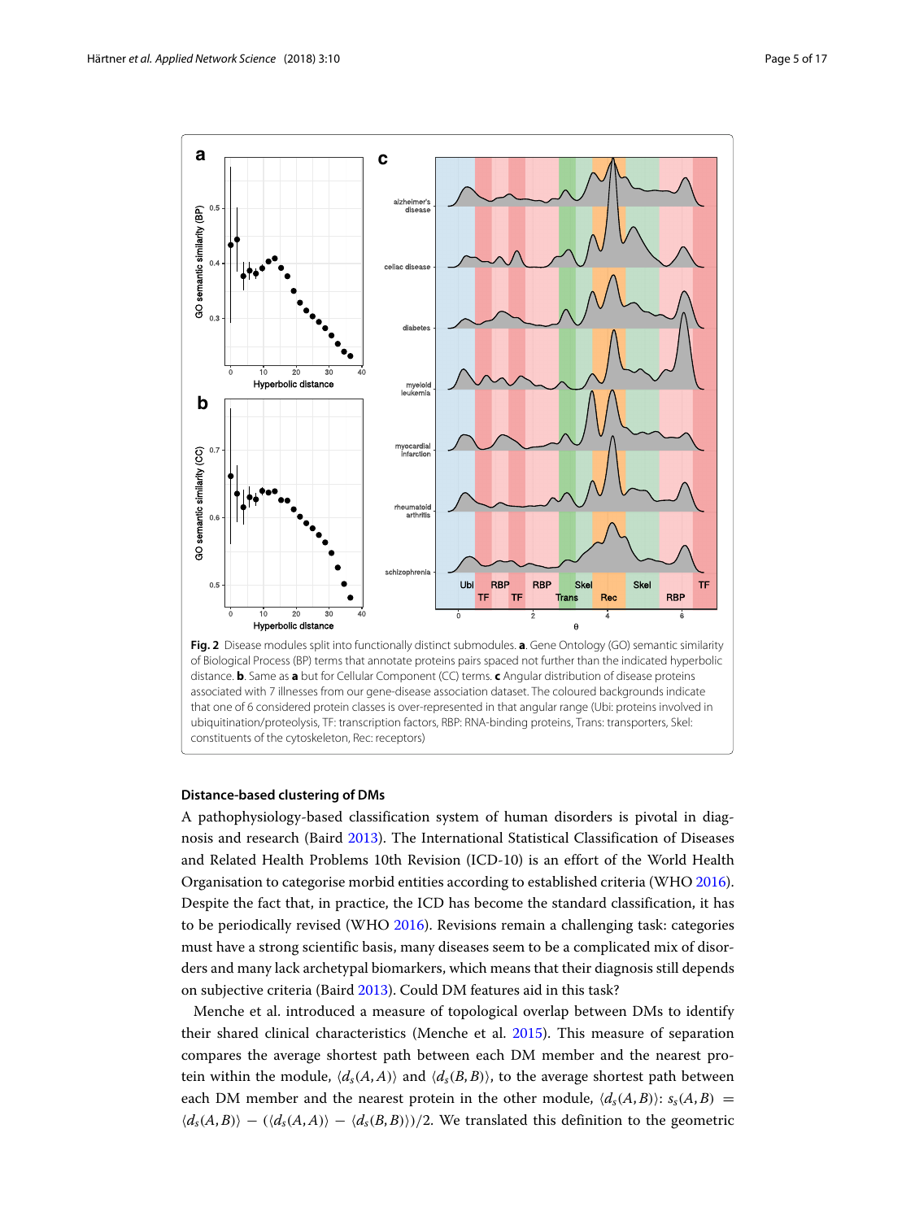**Fig. 2** Disease modules split into functionally distinct submodules. **a**. Gene Ontology (GO) semantic similarity of Biological Process (BP) terms that annotate proteins pairs spaced not further than the indicated hyperbolic distance. **b**. Same as **a** but for Cellular Component (CC) terms. **c** Angular distribution of disease proteins associated with 7 illnesses from our gene-disease association dataset. The coloured backgrounds indicate that one of 6 considered protein classes is over-represented in that angular range (Ubi: proteins involved in ubiquitination/proteolysis, TF: transcription factors, RBP: RNA-binding proteins, Trans: transporters, Skel: constituents of the cytoskeleton, Rec: receptors)

### Distance-based clustering of DMs

A pathophysiology-based classification system of human disorders is pivotal in diagnosis and research (Baird 2013). The International Statistical Classification of Diseases and Related Health Problems 10th Revision (ICD-10) is an effort of the World Health Organisation to categorise morbid entities according to established criteria (WHO 2016). Despite the fact that, in practice, the ICD has become the standard classification, it has to be periodically revised (WHO 2016). Revisions remain a challenging task: categories must have a strong scientific basis, many diseases seem to be a complicated mix of disorders and many lack archetypal biomarkers, which means that their diagnosis still depends on subjective criteria (Baird 2013). Could DM features aid in this task?

Menche et al. introduced a measure of topological overlap between DMs to identify their shared clinical characteristics (Menche et al. 2015). This measure of separation compares the average shortest path between each DM member and the nearest protein within the module, $\langle d_s(A,A)\rangle$ and $\langle d_s(B,B)\rangle$, to the average shortest path between each DM member and the nearest protein in the other module, $\langle d_s(A,B)\rangle$: $s_s(A,B) = \langle d_s(A,B)\rangle - (\langle d_s(A,A)\rangle - \langle d_s(B,B)\rangle)/2$. We translated this definition to the geometric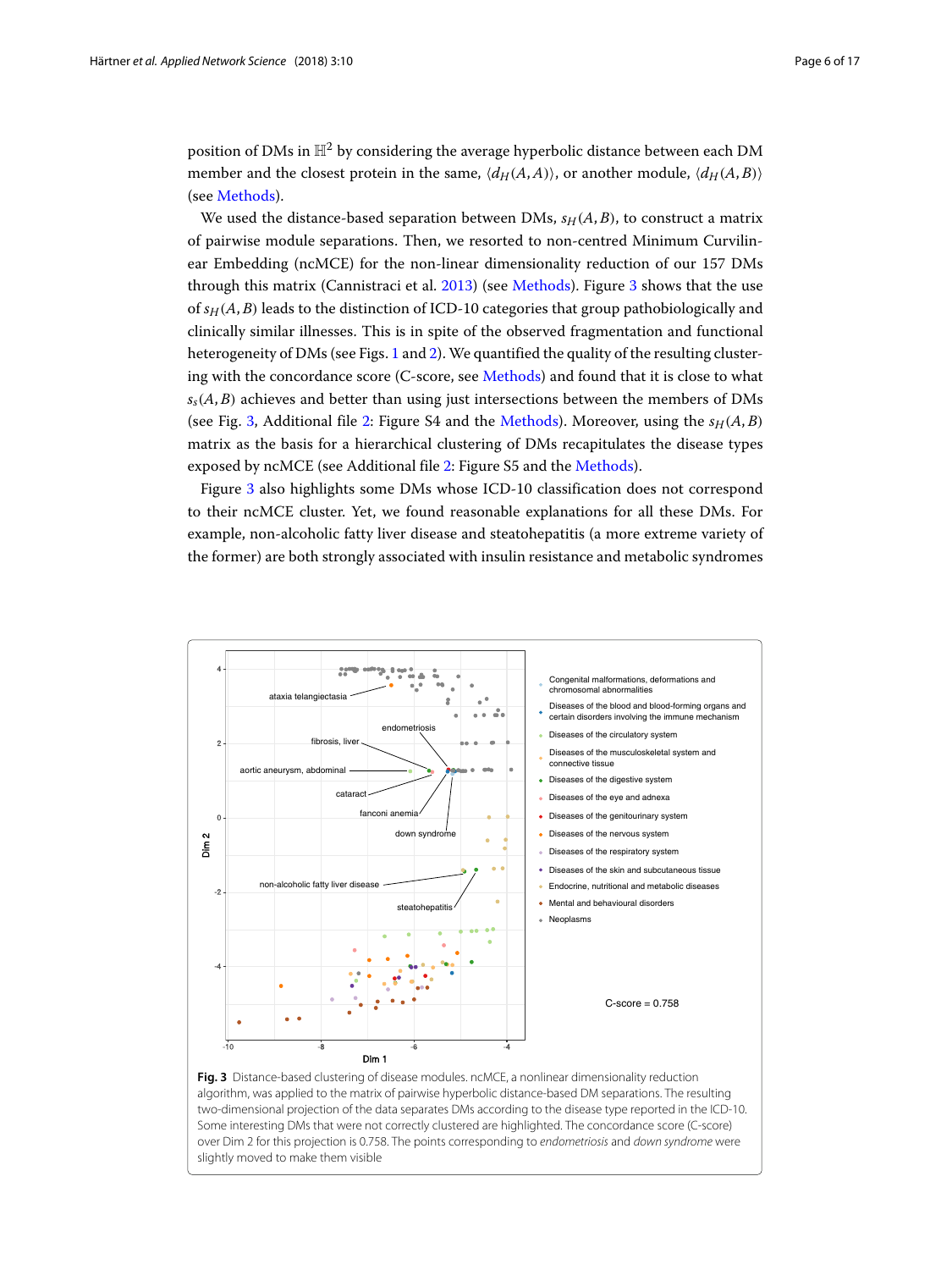position of DMs in $\mathbb{H}^2$ by considering the average hyperbolic distance between each DM member and the closest protein in the same, $\langle d_H(A,A)\rangle$, or another module, $\langle d_H(A,B)\rangle$ (see Methods).

We used the distance-based separation between DMs, $s_H(A,B)$, to construct a matrix of pairwise module separations. Then, we resorted to non-centred Minimum Curvilinear Embedding (ncMCE) for the non-linear dimensionality reduction of our 157 DMs through this matrix (Cannistraci et al. 2013) (see Methods). Figure 3 shows that the use of $s_H(A,B)$ leads to the distinction of ICD-10 categories that group pathobiologically and clinically similar illnesses. This is in spite of the observed fragmentation and functional heterogeneity of DMs (see Figs. 1 and 2). We quantified the quality of the resulting clustering with the concordance score (C-score, see Methods) and found that it is close to what $s_s(A,B)$ achieves and better than using just intersections between the members of DMs (see Fig. 3, Additional file 2: Figure S4 and the Methods). Moreover, using the $s_H(A,B)$ matrix as the basis for a hierarchical clustering of DMs recapitulates the disease types exposed by ncMCE (see Additional file 2: Figure S5 and the Methods).

Figure 3 also highlights some DMs whose ICD-10 classification does not correspond to their ncMCE cluster. Yet, we found reasonable explanations for all these DMs. For example, non-alcoholic fatty liver disease and steatohepatitis (a more extreme variety of the former) are both strongly associated with insulin resistance and metabolic syndromes

**Fig. 3** Distance-based clustering of disease modules. ncMCE, a nonlinear dimensionality reduction algorithm, was applied to the matrix of pairwise hyperbolic distance-based DM separations. The resulting two-dimensional projection of the data separates DMs according to the disease type reported in the ICD-10. Some interesting DMs that were not correctly clustered are highlighted. The concordance score (C-score) over Dim 2 for this projection is 0.758. The points corresponding to *endometriosis* and *down syndrome* were slightly moved to make them visible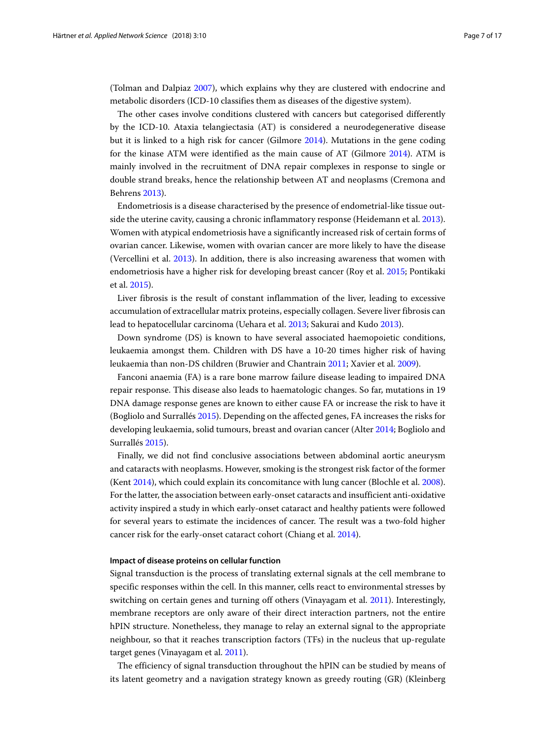(Tolman and Dalpiaz 2007), which explains why they are clustered with endocrine and metabolic disorders (ICD-10 classifies them as diseases of the digestive system).

The other cases involve conditions clustered with cancers but categorised differently by the ICD-10. Ataxia telangiectasia (AT) is considered a neurodegenerative disease but it is linked to a high risk for cancer (Gilmore 2014). Mutations in the gene coding for the kinase ATM were identified as the main cause of AT (Gilmore 2014). ATM is mainly involved in the recruitment of DNA repair complexes in response to single or double strand breaks, hence the relationship between AT and neoplasms (Cremona and Behrens 2013).

Endometriosis is a disease characterised by the presence of endometrial-like tissue outside the uterine cavity, causing a chronic inflammatory response (Heidemann et al. 2013). Women with atypical endometriosis have a significantly increased risk of certain forms of ovarian cancer. Likewise, women with ovarian cancer are more likely to have the disease (Vercellini et al. 2013). In addition, there is also increasing awareness that women with endometriosis have a higher risk for developing breast cancer (Roy et al. 2015; Pontikaki et al. 2015).

Liver fibrosis is the result of constant inflammation of the liver, leading to excessive accumulation of extracellular matrix proteins, especially collagen. Severe liver fibrosis can lead to hepatocellular carcinoma (Uehara et al. 2013; Sakurai and Kudo 2013).

Down syndrome (DS) is known to have several associated haemopoietic conditions, leukaemia amongst them. Children with DS have a 10-20 times higher risk of having leukaemia than non-DS children (Bruwier and Chantrain 2011; Xavier et al. 2009).

Fanconi anaemia (FA) is a rare bone marrow failure disease leading to impaired DNA repair response. This disease also leads to haematologic changes. So far, mutations in 19 DNA damage response genes are known to either cause FA or increase the risk to have it (Bogliolo and Surrallés 2015). Depending on the affected genes, FA increases the risks for developing leukaemia, solid tumours, breast and ovarian cancer (Alter 2014; Bogliolo and Surrallés 2015).

Finally, we did not find conclusive associations between abdominal aortic aneurysm and cataracts with neoplasms. However, smoking is the strongest risk factor of the former (Kent 2014), which could explain its concomitance with lung cancer (Blochle et al. 2008). For the latter, the association between early-onset cataracts and insufficient anti-oxidative activity inspired a study in which early-onset cataract and healthy patients were followed for several years to estimate the incidences of cancer. The result was a two-fold higher cancer risk for the early-onset cataract cohort (Chiang et al. 2014).

#### Impact of disease proteins on cellular function

Signal transduction is the process of translating external signals at the cell membrane to specific responses within the cell. In this manner, cells react to environmental stresses by switching on certain genes and turning off others (Vinayagam et al. 2011). Interestingly, membrane receptors are only aware of their direct interaction partners, not the entire hPIN structure. Nonetheless, they manage to relay an external signal to the appropriate neighbour, so that it reaches transcription factors (TFs) in the nucleus that up-regulate target genes (Vinayagam et al. 2011).

The efficiency of signal transduction throughout the hPIN can be studied by means of its latent geometry and a navigation strategy known as greedy routing (GR) (Kleinberg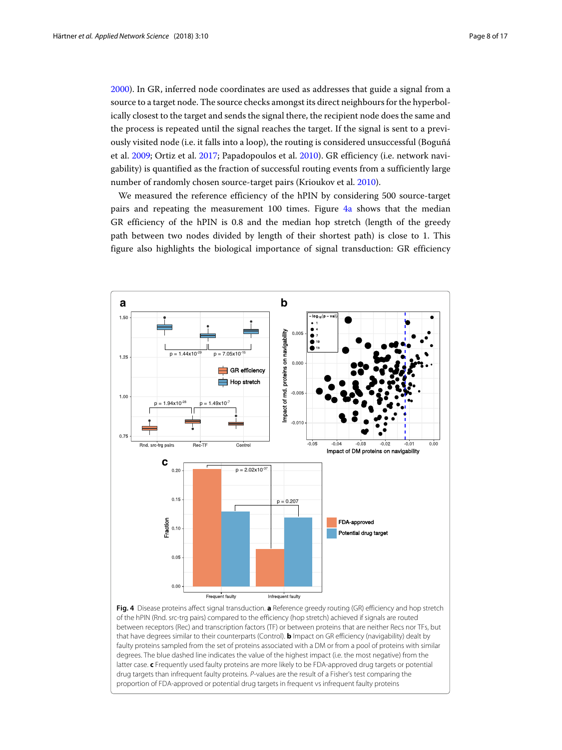2000). In GR, inferred node coordinates are used as addresses that guide a signal from a source to a target node. The source checks amongst its direct neighbours for the hyperbolically closest to the target and sends the signal there, the recipient node does the same and the process is repeated until the signal reaches the target. If the signal is sent to a previously visited node (i.e. it falls into a loop), the routing is considered unsuccessful (Boguñá et al. 2009; Ortiz et al. 2017; Papadopoulos et al. 2010). GR efficiency (i.e. network navigability) is quantified as the fraction of successful routing events from a sufficiently large number of randomly chosen source-target pairs (Krioukov et al. 2010).

We measured the reference efficiency of the hPIN by considering 500 source-target pairs and repeating the measurement 100 times. Figure 4a shows that the median GR efficiency of the hPIN is 0.8 and the median hop stretch (length of the greedy path between two nodes divided by length of their shortest path) is close to 1. This figure also highlights the biological importance of signal transduction: GR efficiency

**Fig. 4** Disease proteins affect signal transduction. **a** Reference greedy routing (GR) efficiency and hop stretch of the hPIN (Rnd. src-trg pairs) compared to the efficiency (hop stretch) achieved if signals are routed between receptors (Rec) and transcription factors (TF) or between proteins that are neither Recs nor TFs, but that have degrees similar to their counterparts (Control). **b** Impact on GR efficiency (navigability) dealt by faulty proteins sampled from the set of proteins associated with a DM or from a pool of proteins with similar degrees. The blue dashed line indicates the value of the highest impact (i.e. the most negative) from the latter case. **c** Frequently used faulty proteins are more likely to be FDA-approved drug targets or potential drug targets than infrequent faulty proteins. *P*-values are the result of a Fisher's test comparing the proportion of FDA-approved or potential drug targets in frequent vs infrequent faulty proteins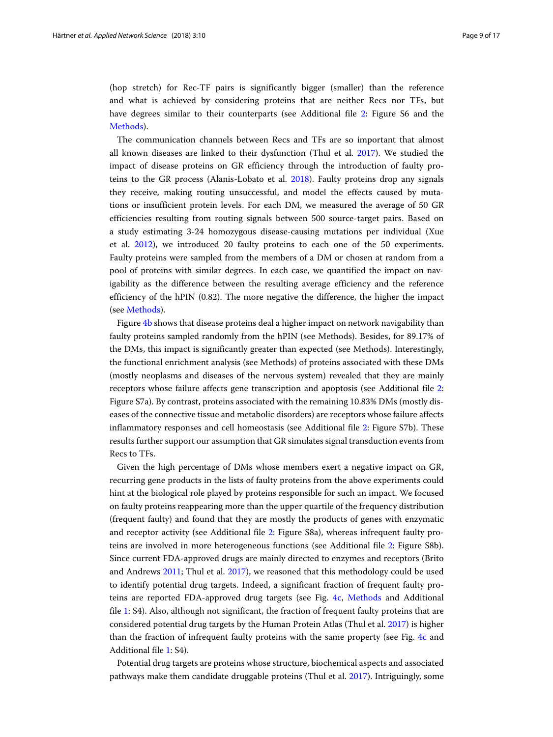(hop stretch) for Rec-TF pairs is significantly bigger (smaller) than the reference and what is achieved by considering proteins that are neither Recs nor TFs, but have degrees similar to their counterparts (see Additional file 2: Figure S6 and the Methods).

The communication channels between Recs and TFs are so important that almost all known diseases are linked to their dysfunction (Thul et al. 2017). We studied the impact of disease proteins on GR efficiency through the introduction of faulty proteins to the GR process (Alanis-Lobato et al. 2018). Faulty proteins drop any signals they receive, making routing unsuccessful, and model the effects caused by mutations or insufficient protein levels. For each DM, we measured the average of 50 GR efficiencies resulting from routing signals between 500 source-target pairs. Based on a study estimating 3-24 homozygous disease-causing mutations per individual (Xue et al. 2012), we introduced 20 faulty proteins to each one of the 50 experiments. Faulty proteins were sampled from the members of a DM or chosen at random from a pool of proteins with similar degrees. In each case, we quantified the impact on navigability as the difference between the resulting average efficiency and the reference efficiency of the hPIN (0.82). The more negative the difference, the higher the impact (see Methods).

Figure 4b shows that disease proteins deal a higher impact on network navigability than faulty proteins sampled randomly from the hPIN (see Methods). Besides, for 89.17% of the DMs, this impact is significantly greater than expected (see Methods). Interestingly, the functional enrichment analysis (see Methods) of proteins associated with these DMs (mostly neoplasms and diseases of the nervous system) revealed that they are mainly receptors whose failure affects gene transcription and apoptosis (see Additional file 2: Figure S7a). By contrast, proteins associated with the remaining 10.83% DMs (mostly diseases of the connective tissue and metabolic disorders) are receptors whose failure affects inflammatory responses and cell homeostasis (see Additional file 2: Figure S7b). These results further support our assumption that GR simulates signal transduction events from Recs to TFs.

Given the high percentage of DMs whose members exert a negative impact on GR, recurring gene products in the lists of faulty proteins from the above experiments could hint at the biological role played by proteins responsible for such an impact. We focused on faulty proteins reappearing more than the upper quartile of the frequency distribution (frequent faulty) and found that they are mostly the products of genes with enzymatic and receptor activity (see Additional file 2: Figure S8a), whereas infrequent faulty proteins are involved in more heterogeneous functions (see Additional file 2: Figure S8b). Since current FDA-approved drugs are mainly directed to enzymes and receptors (Brito and Andrews 2011; Thul et al. 2017), we reasoned that this methodology could be used to identify potential drug targets. Indeed, a significant fraction of frequent faulty proteins are reported FDA-approved drug targets (see Fig. 4c, Methods and Additional file 1: S4). Also, although not significant, the fraction of frequent faulty proteins that are considered potential drug targets by the Human Protein Atlas (Thul et al. 2017) is higher than the fraction of infrequent faulty proteins with the same property (see Fig. 4c and Additional file 1: S4).

Potential drug targets are proteins whose structure, biochemical aspects and associated pathways make them candidate druggable proteins (Thul et al. 2017). Intriguingly, some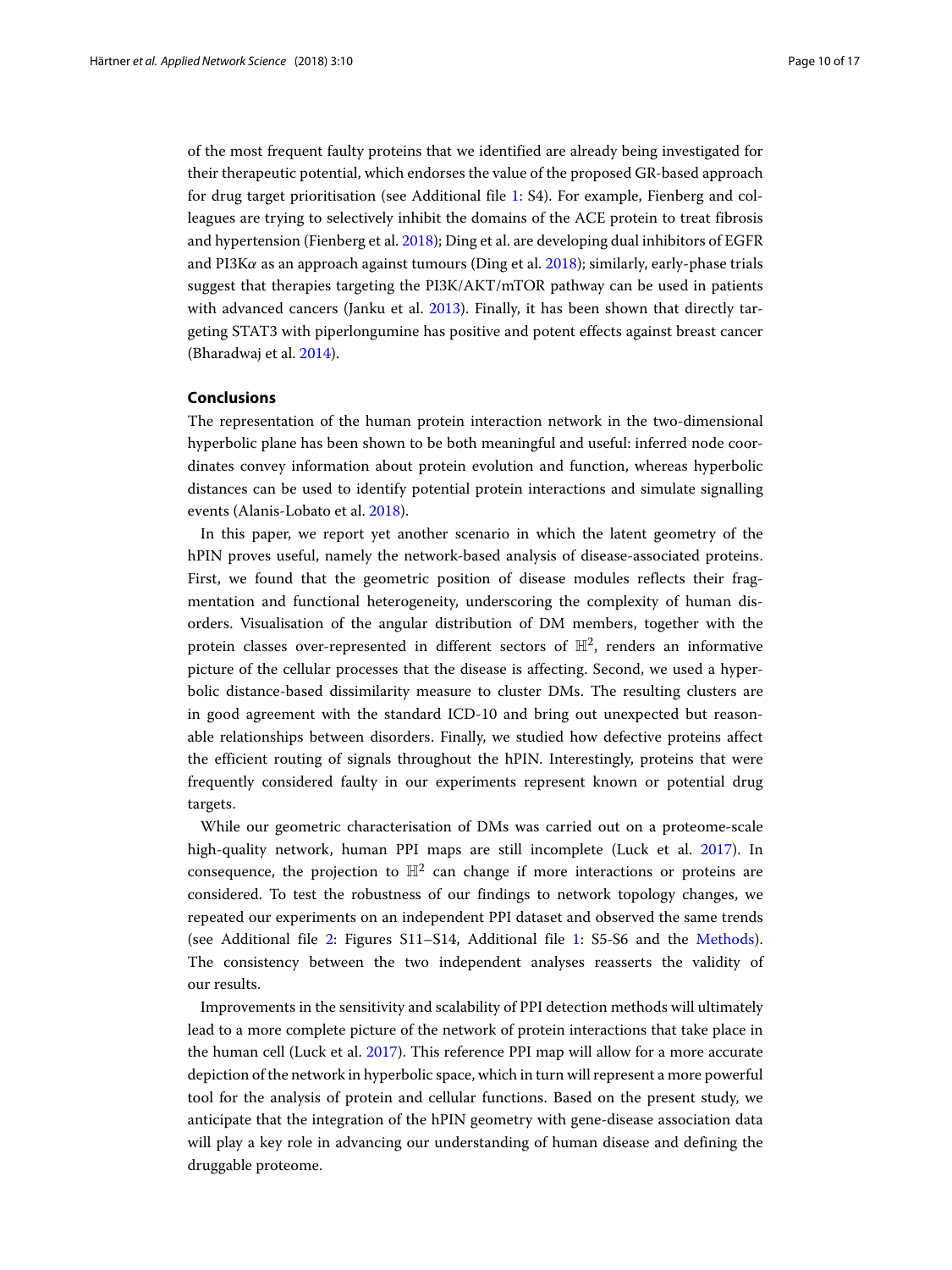of the most frequent faulty proteins that we identified are already being investigated for their therapeutic potential, which endorses the value of the proposed GR-based approach for drug target prioritisation (see Additional file 1: S4). For example, Fienberg and colleagues are trying to selectively inhibit the domains of the ACE protein to treat fibrosis and hypertension (Fienberg et al. 2018); Ding et al. are developing dual inhibitors of EGFR and PI3K$\alpha$ as an approach against tumours (Ding et al. 2018); similarly, early-phase trials suggest that therapies targeting the PI3K/AKT/mTOR pathway can be used in patients with advanced cancers (Janku et al. 2013). Finally, it has been shown that directly targeting STAT3 with piperlongumine has positive and potent effects against breast cancer (Bharadwaj et al. 2014).

## Conclusions

The representation of the human protein interaction network in the two-dimensional hyperbolic plane has been shown to be both meaningful and useful: inferred node coordinates convey information about protein evolution and function, whereas hyperbolic distances can be used to identify potential protein interactions and simulate signalling events (Alanis-Lobato et al. 2018).

In this paper, we report yet another scenario in which the latent geometry of the hPIN proves useful, namely the network-based analysis of disease-associated proteins. First, we found that the geometric position of disease modules reflects their fragmentation and functional heterogeneity, underscoring the complexity of human disorders. Visualisation of the angular distribution of DM members, together with the protein classes over-represented in different sectors of $\mathbb{H}^2$, renders an informative picture of the cellular processes that the disease is affecting. Second, we used a hyperbolic distance-based dissimilarity measure to cluster DMs. The resulting clusters are in good agreement with the standard ICD-10 and bring out unexpected but reasonable relationships between disorders. Finally, we studied how defective proteins affect the efficient routing of signals throughout the hPIN. Interestingly, proteins that were frequently considered faulty in our experiments represent known or potential drug targets.

While our geometric characterisation of DMs was carried out on a proteome-scale high-quality network, human PPI maps are still incomplete (Luck et al. 2017). In consequence, the projection to $\mathbb{H}^2$ can change if more interactions or proteins are considered. To test the robustness of our findings to network topology changes, we repeated our experiments on an independent PPI dataset and observed the same trends (see Additional file 2: Figures S11–S14, Additional file 1: S5-S6 and the Methods). The consistency between the two independent analyses reasserts the validity of our results.

Improvements in the sensitivity and scalability of PPI detection methods will ultimately lead to a more complete picture of the network of protein interactions that take place in the human cell (Luck et al. 2017). This reference PPI map will allow for a more accurate depiction of the network in hyperbolic space, which in turn will represent a more powerful tool for the analysis of protein and cellular functions. Based on the present study, we anticipate that the integration of the hPIN geometry with gene-disease association data will play a key role in advancing our understanding of human disease and defining the druggable proteome.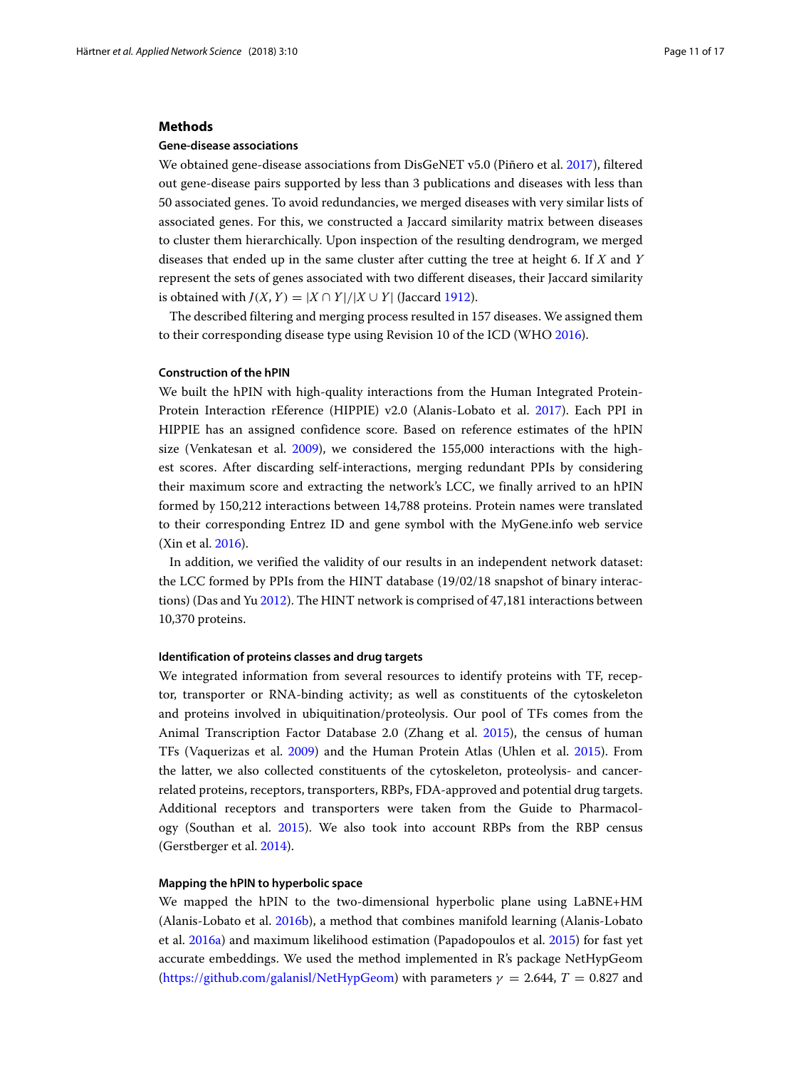## Methods

### Gene-disease associations

We obtained gene-disease associations from DisGeNET v5.0 (Piñero et al. 2017), filtered out gene-disease pairs supported by less than 3 publications and diseases with less than 50 associated genes. To avoid redundancies, we merged diseases with very similar lists of associated genes. For this, we constructed a Jaccard similarity matrix between diseases to cluster them hierarchically. Upon inspection of the resulting dendrogram, we merged diseases that ended up in the same cluster after cutting the tree at height 6. If $X$ and $Y$ represent the sets of genes associated with two different diseases, their Jaccard similarity is obtained with $J(X, Y) = |X \cap Y|/|X \cup Y|$ (Jaccard 1912).

The described filtering and merging process resulted in 157 diseases. We assigned them to their corresponding disease type using Revision 10 of the ICD (WHO 2016).

### Construction of the hPIN

We built the hPIN with high-quality interactions from the Human Integrated Protein-Protein Interaction rEference (HIPPIE) v2.0 (Alanis-Lobato et al. 2017). Each PPI in HIPPIE has an assigned confidence score. Based on reference estimates of the hPIN size (Venkatesan et al. 2009), we considered the 155,000 interactions with the highest scores. After discarding self-interactions, merging redundant PPIs by considering their maximum score and extracting the network's LCC, we finally arrived to an hPIN formed by 150,212 interactions between 14,788 proteins. Protein names were translated to their corresponding Entrez ID and gene symbol with the MyGene.info web service (Xin et al. 2016).

In addition, we verified the validity of our results in an independent network dataset: the LCC formed by PPIs from the HINT database (19/02/18 snapshot of binary interactions) (Das and Yu 2012). The HINT network is comprised of 47,181 interactions between 10,370 proteins.

### Identification of proteins classes and drug targets

We integrated information from several resources to identify proteins with TF, receptor, transporter or RNA-binding activity; as well as constituents of the cytoskeleton and proteins involved in ubiquitination/proteolysis. Our pool of TFs comes from the Animal Transcription Factor Database 2.0 (Zhang et al. 2015), the census of human TFs (Vaquerizas et al. 2009) and the Human Protein Atlas (Uhlen et al. 2015). From the latter, we also collected constituents of the cytoskeleton, proteolysis- and cancer-related proteins, receptors, transporters, RBPs, FDA-approved and potential drug targets. Additional receptors and transporters were taken from the Guide to Pharmacology (Southan et al. 2015). We also took into account RBPs from the RBP census (Gerstberger et al. 2014).

### Mapping the hPIN to hyperbolic space

We mapped the hPIN to the two-dimensional hyperbolic plane using LaBNE+HM (Alanis-Lobato et al. 2016b), a method that combines manifold learning (Alanis-Lobato et al. 2016a) and maximum likelihood estimation (Papadopoulos et al. 2015) for fast yet accurate embeddings. We used the method implemented in R's package NetHypGeom (https://github.com/galanisl/NetHypGeom) with parameters $\gamma = 2.644$, $T = 0.827$ and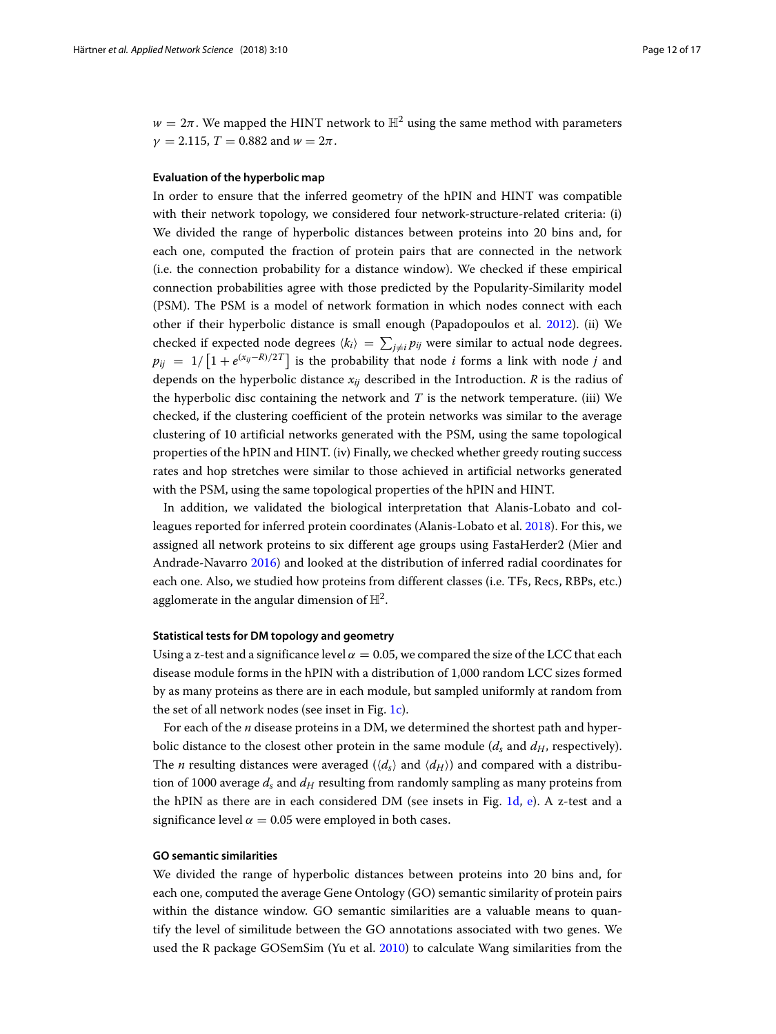$w = 2\pi$. We mapped the HINT network to $\mathbb{H}^2$ using the same method with parameters $\gamma = 2.115$, $T = 0.882$ and $w = 2\pi$.

#### Evaluation of the hyperbolic map

In order to ensure that the inferred geometry of the hPIN and HINT was compatible with their network topology, we considered four network-structure-related criteria: (i) We divided the range of hyperbolic distances between proteins into 20 bins and, for each one, computed the fraction of protein pairs that are connected in the network (i.e. the connection probability for a distance window). We checked if these empirical connection probabilities agree with those predicted by the Popularity-Similarity model (PSM). The PSM is a model of network formation in which nodes connect with each other if their hyperbolic distance is small enough (Papadopoulos et al. 2012). (ii) We checked if expected node degrees $\langle k_i \rangle = \sum_{j \neq i} p_{ij}$ were similar to actual node degrees. $p_{ij} = 1/\left[1 + e^{(x_{ij}-R)/2T}\right]$ is the probability that node $i$ forms a link with node $j$ and depends on the hyperbolic distance $x_{ij}$ described in the Introduction. $R$ is the radius of the hyperbolic disc containing the network and $T$ is the network temperature. (iii) We checked, if the clustering coefficient of the protein networks was similar to the average clustering of 10 artificial networks generated with the PSM, using the same topological properties of the hPIN and HINT. (iv) Finally, we checked whether greedy routing success rates and hop stretches were similar to those achieved in artificial networks generated with the PSM, using the same topological properties of the hPIN and HINT.

In addition, we validated the biological interpretation that Alanis-Lobato and colleagues reported for inferred protein coordinates (Alanis-Lobato et al. 2018). For this, we assigned all network proteins to six different age groups using FastaHerder2 (Mier and Andrade-Navarro 2016) and looked at the distribution of inferred radial coordinates for each one. Also, we studied how proteins from different classes (i.e. TFs, Recs, RBPs, etc.) agglomerate in the angular dimension of $\mathbb{H}^2$.

#### Statistical tests for DM topology and geometry

Using a z-test and a significance level $\alpha = 0.05$, we compared the size of the LCC that each disease module forms in the hPIN with a distribution of 1,000 random LCC sizes formed by as many proteins as there are in each module, but sampled uniformly at random from the set of all network nodes (see inset in Fig. 1c).

For each of the $n$ disease proteins in a DM, we determined the shortest path and hyperbolic distance to the closest other protein in the same module ($d_s$ and $d_H$, respectively). The $n$ resulting distances were averaged ($\langle d_s \rangle$ and $\langle d_H \rangle$) and compared with a distribution of 1000 average $d_s$ and $d_H$ resulting from randomly sampling as many proteins from the hPIN as there are in each considered DM (see insets in Fig. 1d, e). A z-test and a significance level $\alpha = 0.05$ were employed in both cases.

#### GO semantic similarities

We divided the range of hyperbolic distances between proteins into 20 bins and, for each one, computed the average Gene Ontology (GO) semantic similarity of protein pairs within the distance window. GO semantic similarities are a valuable means to quantify the level of similitude between the GO annotations associated with two genes. We used the R package GOSemSim (Yu et al. 2010) to calculate Wang similarities from the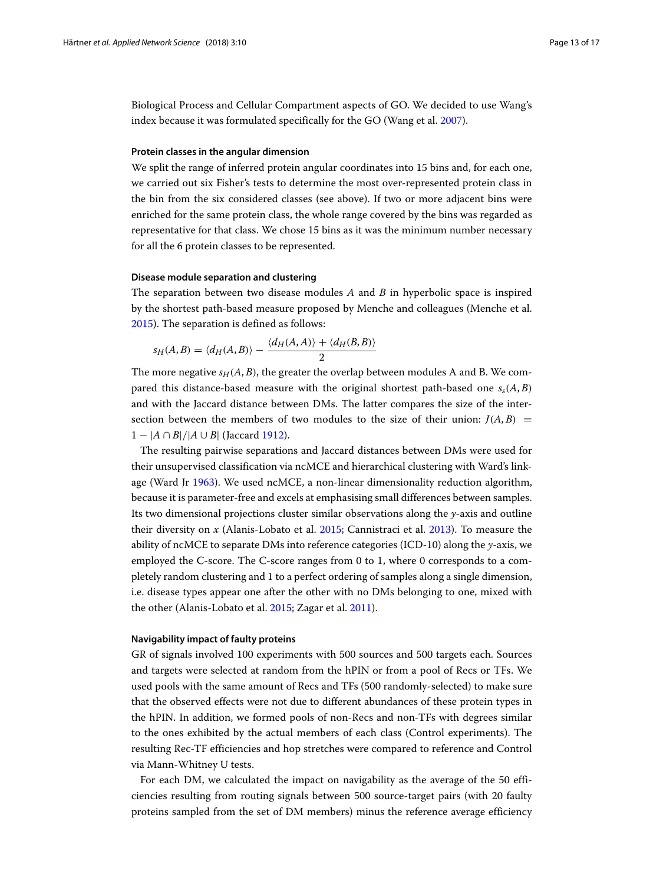Biological Process and Cellular Compartment aspects of GO. We decided to use Wang's index because it was formulated specifically for the GO (Wang et al. 2007).

#### Protein classes in the angular dimension

We split the range of inferred protein angular coordinates into 15 bins and, for each one, we carried out six Fisher's tests to determine the most over-represented protein class in the bin from the six considered classes (see above). If two or more adjacent bins were enriched for the same protein class, the whole range covered by the bins was regarded as representative for that class. We chose 15 bins as it was the minimum number necessary for all the 6 protein classes to be represented.

#### Disease module separation and clustering

The separation between two disease modules $A$ and $B$ in hyperbolic space is inspired by the shortest path-based measure proposed by Menche and colleagues (Menche et al. 2015). The separation is defined as follows:

$$s_H(A, B) = \langle d_H(A, B) \rangle - \frac{\langle d_H(A, A) \rangle + \langle d_H(B, B) \rangle}{2}$$

The more negative $s_H(A, B)$, the greater the overlap between modules A and B. We compared this distance-based measure with the original shortest path-based one $s_s(A, B)$ and with the Jaccard distance between DMs. The latter compares the size of the intersection between the members of two modules to the size of their union: $J(A, B) = 1 - |A \cap B|/|A \cup B|$ (Jaccard 1912).

The resulting pairwise separations and Jaccard distances between DMs were used for their unsupervised classification via ncMCE and hierarchical clustering with Ward's linkage (Ward Jr 1963). We used ncMCE, a non-linear dimensionality reduction algorithm, because it is parameter-free and excels at emphasising small differences between samples. Its two dimensional projections cluster similar observations along the $y$-axis and outline their diversity on $x$ (Alanis-Lobato et al. 2015; Cannistraci et al. 2013). To measure the ability of ncMCE to separate DMs into reference categories (ICD-10) along the $y$-axis, we employed the C-score. The C-score ranges from 0 to 1, where 0 corresponds to a completely random clustering and 1 to a perfect ordering of samples along a single dimension, i.e. disease types appear one after the other with no DMs belonging to one, mixed with the other (Alanis-Lobato et al. 2015; Zagar et al. 2011).

#### Navigability impact of faulty proteins

GR of signals involved 100 experiments with 500 sources and 500 targets each. Sources and targets were selected at random from the hPIN or from a pool of Recs or TFs. We used pools with the same amount of Recs and TFs (500 randomly-selected) to make sure that the observed effects were not due to different abundances of these protein types in the hPIN. In addition, we formed pools of non-Recs and non-TFs with degrees similar to the ones exhibited by the actual members of each class (Control experiments). The resulting Rec-TF efficiencies and hop stretches were compared to reference and Control via Mann-Whitney U tests.

For each DM, we calculated the impact on navigability as the average of the 50 efficiencies resulting from routing signals between 500 source-target pairs (with 20 faulty proteins sampled from the set of DM members) minus the reference average efficiency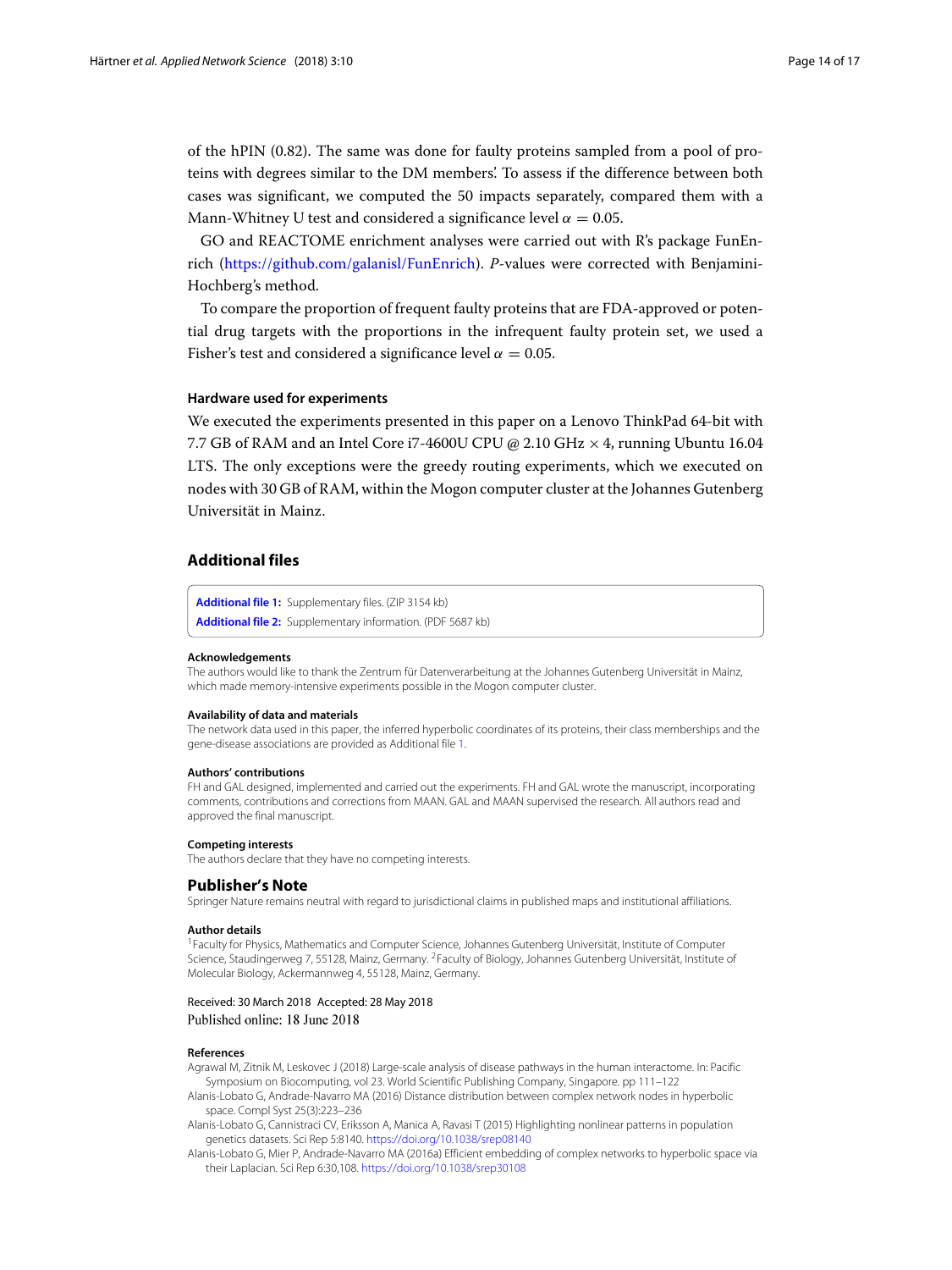of the hPIN (0.82). The same was done for faulty proteins sampled from a pool of proteins with degrees similar to the DM members'. To assess if the difference between both cases was significant, we computed the 50 impacts separately, compared them with a Mann-Whitney U test and considered a significance level $\alpha = 0.05$.

GO and REACTOME enrichment analyses were carried out with R's package FunEnrich (https://github.com/galanisl/FunEnrich). *P*-values were corrected with Benjamini-Hochberg's method.

To compare the proportion of frequent faulty proteins that are FDA-approved or potential drug targets with the proportions in the infrequent faulty protein set, we used a Fisher's test and considered a significance level $\alpha = 0.05$.

### Hardware used for experiments

We executed the experiments presented in this paper on a Lenovo ThinkPad 64-bit with 7.7 GB of RAM and an Intel Core i7-4600U CPU @ 2.10 GHz $\times$ 4, running Ubuntu 16.04 LTS. The only exceptions were the greedy routing experiments, which we executed on nodes with 30 GB of RAM, within the Mogon computer cluster at the Johannes Gutenberg Universität in Mainz.

## Additional files

**Additional file 1:** Supplementary files. (ZIP 3154 kb)
**Additional file 2:** Supplementary information. (PDF 5687 kb)

#### Acknowledgements

The authors would like to thank the Zentrum für Datenverarbeitung at the Johannes Gutenberg Universität in Mainz, which made memory-intensive experiments possible in the Mogon computer cluster.

#### Availability of data and materials

The network data used in this paper, the inferred hyperbolic coordinates of its proteins, their class memberships and the gene-disease associations are provided as Additional file 1.

#### Authors' contributions

FH and GAL designed, implemented and carried out the experiments. FH and GAL wrote the manuscript, incorporating comments, contributions and corrections from MAAN. GAL and MAAN supervised the research. All authors read and approved the final manuscript.

#### Competing interests

The authors declare that they have no competing interests.

## Publisher's Note

Springer Nature remains neutral with regard to jurisdictional claims in published maps and institutional affiliations.

#### Author details

[1]Faculty for Physics, Mathematics and Computer Science, Johannes Gutenberg Universität, Institute of Computer Science, Staudingerweg 7, 55128, Mainz, Germany. [2]Faculty of Biology, Johannes Gutenberg Universität, Institute of Molecular Biology, Ackermannweg 4, 55128, Mainz, Germany.

Received: 30 March 2018 Accepted: 28 May 2018
Published online: 18 June 2018

#### References

Agrawal M, Zitnik M, Leskovec J (2018) Large-scale analysis of disease pathways in the human interactome. In: Pacific Symposium on Biocomputing, vol 23. World Scientific Publishing Company, Singapore. pp 111–122

Alanis-Lobato G, Andrade-Navarro MA (2016) Distance distribution between complex network nodes in hyperbolic space. Compl Syst 25(3):223–236

Alanis-Lobato G, Cannistraci CV, Eriksson A, Manica A, Ravasi T (2015) Highlighting nonlinear patterns in population genetics datasets. Sci Rep 5:8140. https://doi.org/10.1038/srep08140

Alanis-Lobato G, Mier P, Andrade-Navarro MA (2016a) Efficient embedding of complex networks to hyperbolic space via their Laplacian. Sci Rep 6:30,108. https://doi.org/10.1038/srep30108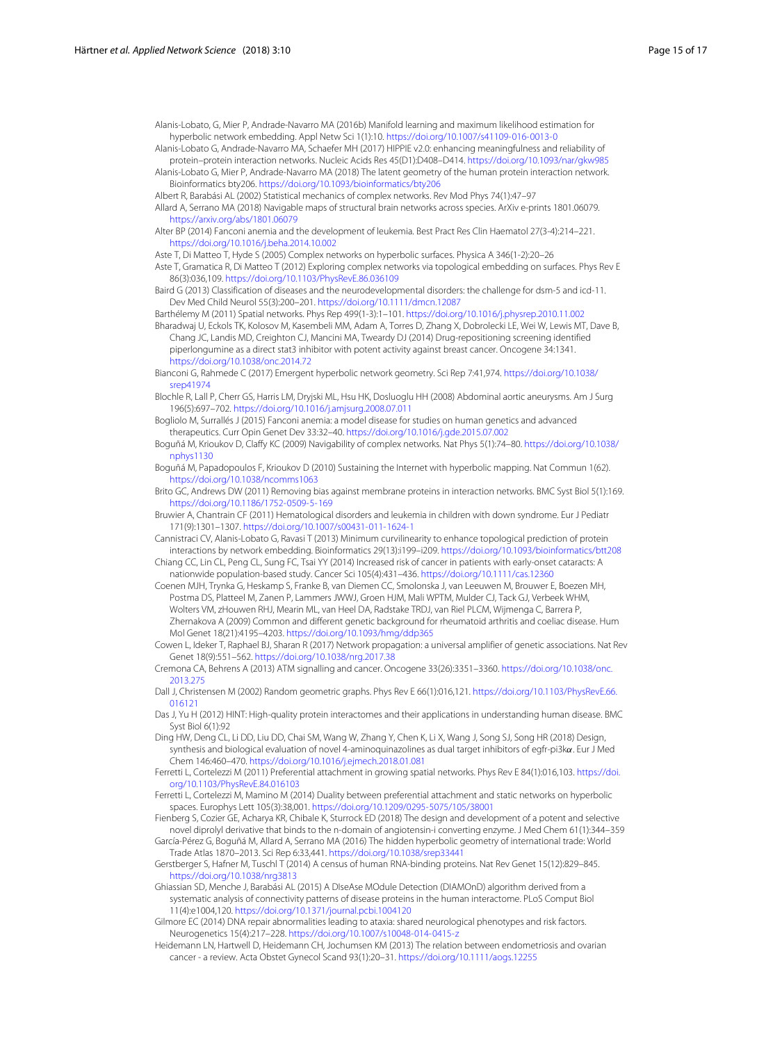Alanis-Lobato, G, Mier P, Andrade-Navarro MA (2016b) Manifold learning and maximum likelihood estimation for hyperbolic network embedding. Appl Netw Sci 1(1):10. https://doi.org/10.1007/s41109-016-0013-0

Alanis-Lobato G, Andrade-Navarro MA, Schaefer MH (2017) HIPPIE v2.0: enhancing meaningfulness and reliability of protein–protein interaction networks. Nucleic Acids Res 45(D1):D408–D414. https://doi.org/10.1093/nar/gkw985

Alanis-Lobato G, Mier P, Andrade-Navarro MA (2018) The latent geometry of the human protein interaction network. Bioinformatics bty206. https://doi.org/10.1093/bioinformatics/bty206

Albert R, Barabási AL (2002) Statistical mechanics of complex networks. Rev Mod Phys 74(1):47–97

Allard A, Serrano MA (2018) Navigable maps of structural brain networks across species. ArXiv e-prints 1801.06079. https://arxiv.org/abs/1801.06079

Alter BP (2014) Fanconi anemia and the development of leukemia. Best Pract Res Clin Haematol 27(3-4):214–221. https://doi.org/10.1016/j.beha.2014.10.002

Aste T, Di Matteo T, Hyde S (2005) Complex networks on hyperbolic surfaces. Physica A 346(1-2):20–26

Aste T, Gramatica R, Di Matteo T (2012) Exploring complex networks via topological embedding on surfaces. Phys Rev E 86(3):036,109. https://doi.org/10.1103/PhysRevE.86.036109

Baird G (2013) Classification of diseases and the neurodevelopmental disorders: the challenge for dsm-5 and icd-11. Dev Med Child Neurol 55(3):200–201. https://doi.org/10.1111/dmcn.12087

Barthélemy M (2011) Spatial networks. Phys Rep 499(1-3):1–101. https://doi.org/10.1016/j.physrep.2010.11.002

Bharadwaj U, Eckols TK, Kolosov M, Kasembeli MM, Adam A, Torres D, Zhang X, Dobrolecki LE, Wei W, Lewis MT, Dave B, Chang JC, Landis MD, Creighton CJ, Mancini MA, Tweardy DJ (2014) Drug-repositioning screening identified piperlongumine as a direct stat3 inhibitor with potent activity against breast cancer. Oncogene 34:1341. https://doi.org/10.1038/onc.2014.72

Bianconi G, Rahmede C (2017) Emergent hyperbolic network geometry. Sci Rep 7:41,974. https://doi.org/10.1038/srep41974

Blochle R, Lall P, Cherr GS, Harris LM, Dryjski ML, Hsu HK, Dosluoglu HH (2008) Abdominal aortic aneurysms. Am J Surg 196(5):697–702. https://doi.org/10.1016/j.amjsurg.2008.07.011

Bogliolo M, Surrallés J (2015) Fanconi anemia: a model disease for studies on human genetics and advanced therapeutics. Curr Opin Genet Dev 33:32–40. https://doi.org/10.1016/j.gde.2015.07.002

Boguñá M, Krioukov D, Claffy KC (2009) Navigability of complex networks. Nat Phys 5(1):74–80. https://doi.org/10.1038/nphys1130

Boguñá M, Papadopoulos F, Krioukov D (2010) Sustaining the Internet with hyperbolic mapping. Nat Commun 1(62). https://doi.org/10.1038/ncomms1063

Brito GC, Andrews DW (2011) Removing bias against membrane proteins in interaction networks. BMC Syst Biol 5(1):169. https://doi.org/10.1186/1752-0509-5-169

Bruwier A, Chantrain CF (2011) Hematological disorders and leukemia in children with down syndrome. Eur J Pediatr 171(9):1301–1307. https://doi.org/10.1007/s00431-011-1624-1

Cannistraci CV, Alanis-Lobato G, Ravasi T (2013) Minimum curvilinearity to enhance topological prediction of protein interactions by network embedding. Bioinformatics 29(13):i199–i209. https://doi.org/10.1093/bioinformatics/btt208

Chiang CC, Lin CL, Peng CL, Sung FC, Tsai YY (2014) Increased risk of cancer in patients with early-onset cataracts: A nationwide population-based study. Cancer Sci 105(4):431–436. https://doi.org/10.1111/cas.12360

Coenen MJH, Trynka G, Heskamp S, Franke B, van Diemen CC, Smolonska J, van Leeuwen M, Brouwer E, Boezen MH, Postma DS, Platteel M, Zanen P, Lammers JWWJ, Groen HJM, Mali WPTM, Mulder CJ, Tack GJ, Verbeek WHM, Wolters VM, zHouwen RHJ, Mearin ML, van Heel DA, Radstake TRDJ, van Riel PLCM, Wijmenga C, Barrera P, Zhernakova A (2009) Common and different genetic background for rheumatoid arthritis and coeliac disease. Hum Mol Genet 18(21):4195–4203. https://doi.org/10.1093/hmg/ddp365

Cowen L, Ideker T, Raphael BJ, Sharan R (2017) Network propagation: a universal amplifier of genetic associations. Nat Rev Genet 18(9):551–562. https://doi.org/10.1038/nrg.2017.38

Cremona CA, Behrens A (2013) ATM signalling and cancer. Oncogene 33(26):3351–3360. https://doi.org/10.1038/onc.2013.275

Dall J, Christensen M (2002) Random geometric graphs. Phys Rev E 66(1):016,121. https://doi.org/10.1103/PhysRevE.66.016121

Das J, Yu H (2012) HINT: High-quality protein interactomes and their applications in understanding human disease. BMC Syst Biol 6(1):92

Ding HW, Deng CL, Li DD, Liu DD, Chai SM, Wang W, Zhang Y, Chen K, Li X, Wang J, Song SJ, Song HR (2018) Design, synthesis and biological evaluation of novel 4-aminoquinazolines as dual target inhibitors of egfr-pi3k$\alpha$. Eur J Med Chem 146:460–470. https://doi.org/10.1016/j.ejmech.2018.01.081

Ferretti L, Cortelezzi M (2011) Preferential attachment in growing spatial networks. Phys Rev E 84(1):016,103. https://doi.org/10.1103/PhysRevE.84.016103

Ferretti L, Cortelezzi M, Mamino M (2014) Duality between preferential attachment and static networks on hyperbolic spaces. Europhys Lett 105(3):38,001. https://doi.org/10.1209/0295-5075/105/38001

Fienberg S, Cozier GE, Acharya KR, Chibale K, Sturrock ED (2018) The design and development of a potent and selective novel diprolyl derivative that binds to the n-domain of angiotensin-i converting enzyme. J Med Chem 61(1):344–359

García-Pérez G, Boguñá M, Allard A, Serrano MA (2016) The hidden hyperbolic geometry of international trade: World Trade Atlas 1870–2013. Sci Rep 6:33,441. https://doi.org/10.1038/srep33441

Gerstberger S, Hafner M, Tuschl T (2014) A census of human RNA-binding proteins. Nat Rev Genet 15(12):829–845. https://doi.org/10.1038/nrg3813

Ghiassian SD, Menche J, Barabási AL (2015) A DIseAse MOdule Detection (DIAMOnD) algorithm derived from a systematic analysis of connectivity patterns of disease proteins in the human interactome. PLoS Comput Biol 11(4):e1004,120. https://doi.org/10.1371/journal.pcbi.1004120

Gilmore EC (2014) DNA repair abnormalities leading to ataxia: shared neurological phenotypes and risk factors. Neurogenetics 15(4):217–228. https://doi.org/10.1007/s10048-014-0415-z

Heidemann LN, Hartwell D, Heidemann CH, Jochumsen KM (2013) The relation between endometriosis and ovarian cancer - a review. Acta Obstet Gynecol Scand 93(1):20–31. https://doi.org/10.1111/aogs.12255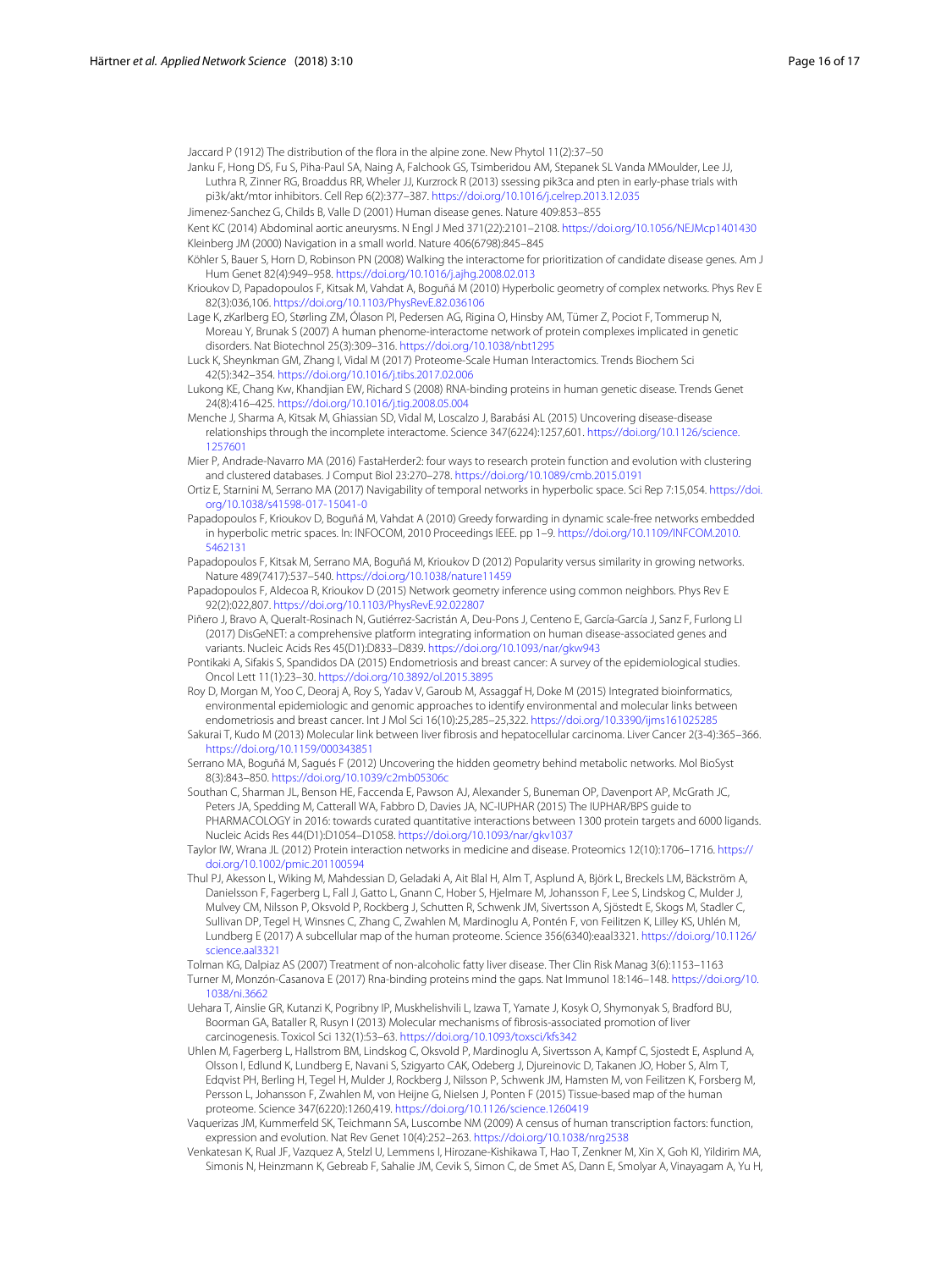Jaccard P (1912) The distribution of the flora in the alpine zone. New Phytol 11(2):37–50

Janku F, Hong DS, Fu S, Piha-Paul SA, Naing A, Falchook GS, Tsimberidou AM, Stepanek SL Vanda MMoulder, Lee JJ, Luthra R, Zinner RG, Broaddus RR, Wheler JJ, Kurzrock R (2013) ssessing pik3ca and pten in early-phase trials with pi3k/akt/mtor inhibitors. Cell Rep 6(2):377–387. https://doi.org/10.1016/j.celrep.2013.12.035

Jimenez-Sanchez G, Childs B, Valle D (2001) Human disease genes. Nature 409:853–855

Kent KC (2014) Abdominal aortic aneurysms. N Engl J Med 371(22):2101–2108. https://doi.org/10.1056/NEJMcp1401430

Kleinberg JM (2000) Navigation in a small world. Nature 406(6798):845–845

Köhler S, Bauer S, Horn D, Robinson PN (2008) Walking the interactome for prioritization of candidate disease genes. Am J Hum Genet 82(4):949–958. https://doi.org/10.1016/j.ajhg.2008.02.013

Krioukov D, Papadopoulos F, Kitsak M, Vahdat A, Boguñá M (2010) Hyperbolic geometry of complex networks. Phys Rev E 82(3):036,106. https://doi.org/10.1103/PhysRevE.82.036106

Lage K, zKarlberg EO, Størling ZM, Ólason PI, Pedersen AG, Rigina O, Hinsby AM, Tümer Z, Pociot F, Tommerup N, Moreau Y, Brunak S (2007) A human phenome-interactome network of protein complexes implicated in genetic disorders. Nat Biotechnol 25(3):309–316. https://doi.org/10.1038/nbt1295

Luck K, Sheynkman GM, Zhang I, Vidal M (2017) Proteome-Scale Human Interactomics. Trends Biochem Sci 42(5):342–354. https://doi.org/10.1016/j.tibs.2017.02.006

Lukong KE, Chang Kw, Khandjian EW, Richard S (2008) RNA-binding proteins in human genetic disease. Trends Genet 24(8):416–425. https://doi.org/10.1016/j.tig.2008.05.004

Menche J, Sharma A, Kitsak M, Ghiassian SD, Vidal M, Loscalzo J, Barabási AL (2015) Uncovering disease-disease relationships through the incomplete interactome. Science 347(6224):1257,601. https://doi.org/10.1126/science.1257601

Mier P, Andrade-Navarro MA (2016) FastaHerder2: four ways to research protein function and evolution with clustering and clustered databases. J Comput Biol 23:270–278. https://doi.org/10.1089/cmb.2015.0191

Ortiz E, Starnini M, Serrano MA (2017) Navigability of temporal networks in hyperbolic space. Sci Rep 7:15,054. https://doi.org/10.1038/s41598-017-15041-0

Papadopoulos F, Krioukov D, Boguñá M, Vahdat A (2010) Greedy forwarding in dynamic scale-free networks embedded in hyperbolic metric spaces. In: INFOCOM, 2010 Proceedings IEEE. pp 1–9. https://doi.org/10.1109/INFCOM.2010.5462131

Papadopoulos F, Kitsak M, Serrano MA, Boguñá M, Krioukov D (2012) Popularity versus similarity in growing networks. Nature 489(7417):537–540. https://doi.org/10.1038/nature11459

Papadopoulos F, Aldecoa R, Krioukov D (2015) Network geometry inference using common neighbors. Phys Rev E 92(2):022,807. https://doi.org/10.1103/PhysRevE.92.022807

Piñero J, Bravo A, Queralt-Rosinach N, Gutiérrez-Sacristán A, Deu-Pons J, Centeno E, García-García J, Sanz F, Furlong LI (2017) DisGeNET: a comprehensive platform integrating information on human disease-associated genes and variants. Nucleic Acids Res 45(D1):D833–D839. https://doi.org/10.1093/nar/gkw943

Pontikaki A, Sifakis S, Spandidos DA (2015) Endometriosis and breast cancer: A survey of the epidemiological studies. Oncol Lett 11(1):23–30. https://doi.org/10.3892/ol.2015.3895

Roy D, Morgan M, Yoo C, Deoraj A, Roy S, Yadav V, Garoub M, Assaggaf H, Doke M (2015) Integrated bioinformatics, environmental epidemiologic and genomic approaches to identify environmental and molecular links between endometriosis and breast cancer. Int J Mol Sci 16(10):25,285–25,322. https://doi.org/10.3390/ijms161025285

Sakurai T, Kudo M (2013) Molecular link between liver fibrosis and hepatocellular carcinoma. Liver Cancer 2(3-4):365–366. https://doi.org/10.1159/000343851

Serrano MA, Boguñá M, Sagués F (2012) Uncovering the hidden geometry behind metabolic networks. Mol BioSyst 8(3):843–850. https://doi.org/10.1039/c2mb05306c

Southan C, Sharman JL, Benson HE, Faccenda E, Pawson AJ, Alexander S, Buneman OP, Davenport AP, McGrath JC, Peters JA, Spedding M, Catterall WA, Fabbro D, Davies JA, NC-IUPHAR (2015) The IUPHAR/BPS guide to PHARMACOLOGY in 2016: towards curated quantitative interactions between 1300 protein targets and 6000 ligands. Nucleic Acids Res 44(D1):D1054–D1058. https://doi.org/10.1093/nar/gkv1037

Taylor IW, Wrana JL (2012) Protein interaction networks in medicine and disease. Proteomics 12(10):1706–1716. https://doi.org/10.1002/pmic.201100594

Thul PJ, Akesson L, Wiking M, Mahdessian D, Geladaki A, Ait Blal H, Alm T, Asplund A, Björk L, Breckels LM, Bäckström A, Danielsson F, Fagerberg L, Fall J, Gatto L, Gnann C, Hober S, Hjelmare M, Johansson F, Lee S, Lindskog C, Mulder J, Mulvey CM, Nilsson P, Oksvold P, Rockberg J, Schutten R, Schwenk JM, Sivertsson A, Sjöstedt E, Skogs M, Stadler C, Sullivan DP, Tegel H, Winsnes C, Zhang C, Zwahlen M, Mardinoglu A, Pontén F, von Feilitzen K, Lilley KS, Uhlén M, Lundberg E (2017) A subcellular map of the human proteome. Science 356(6340):eaal3321. https://doi.org/10.1126/science.aal3321

Tolman KG, Dalpiaz AS (2007) Treatment of non-alcoholic fatty liver disease. Ther Clin Risk Manag 3(6):1153–1163

Turner M, Monzón-Casanova E (2017) Rna-binding proteins mind the gaps. Nat Immunol 18:146–148. https://doi.org/10.1038/ni.3662

Uehara T, Ainslie GR, Kutanzi K, Pogribny IP, Muskhelishvili L, Izawa T, Yamate J, Kosyk O, Shymonyak S, Bradford BU, Boorman GA, Bataller R, Rusyn I (2013) Molecular mechanisms of fibrosis-associated promotion of liver carcinogenesis. Toxicol Sci 132(1):53–63. https://doi.org/10.1093/toxsci/kfs342

Uhlen M, Fagerberg L, Hallstrom BM, Lindskog C, Oksvold P, Mardinoglu A, Sivertsson A, Kampf C, Sjostedt E, Asplund A, Olsson I, Edlund K, Lundberg E, Navani S, Szigyarto CAK, Odeberg J, Djureinovic D, Takanen JO, Hober S, Alm T, Edqvist PH, Berling H, Tegel H, Mulder J, Rockberg J, Nilsson P, Schwenk JM, Hamsten M, von Feilitzen K, Forsberg M, Persson L, Johansson F, Zwahlen M, von Heijne G, Nielsen J, Ponten F (2015) Tissue-based map of the human proteome. Science 347(6220):1260,419. https://doi.org/10.1126/science.1260419

Vaquerizas JM, Kummerfeld SK, Teichmann SA, Luscombe NM (2009) A census of human transcription factors: function, expression and evolution. Nat Rev Genet 10(4):252–263. https://doi.org/10.1038/nrg2538

Venkatesan K, Rual JF, Vazquez A, Stelzl U, Lemmens I, Hirozane-Kishikawa T, Hao T, Zenkner M, Xin X, Goh KI, Yildirim MA, Simonis N, Heinzmann K, Gebreab F, Sahalie JM, Cevik S, Simon C, de Smet AS, Dann E, Smolyar A, Vinayagam A, Yu H,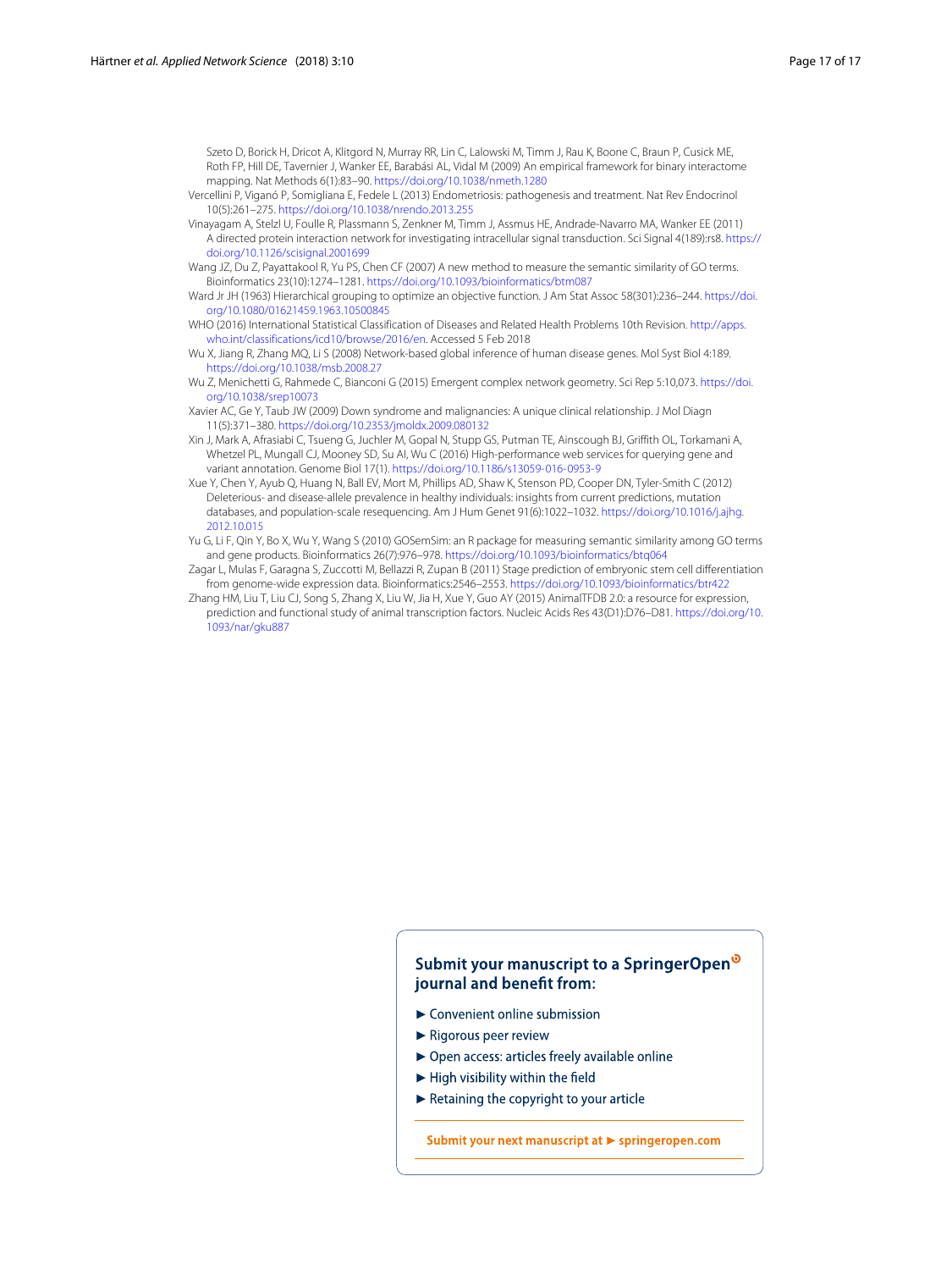Szeto D, Borick H, Dricot A, Klitgord N, Murray RR, Lin C, Lalowski M, Timm J, Rau K, Boone C, Braun P, Cusick ME, Roth FP, Hill DE, Tavernier J, Wanker EE, Barabási AL, Vidal M (2009) An empirical framework for binary interactome mapping. Nat Methods 6(1):83–90. https://doi.org/10.1038/nmeth.1280

Vercellini P, Viganó P, Somigliana E, Fedele L (2013) Endometriosis: pathogenesis and treatment. Nat Rev Endocrinol 10(5):261–275. https://doi.org/10.1038/nrendo.2013.255

Vinayagam A, Stelzl U, Foulle R, Plassmann S, Zenkner M, Timm J, Assmus HE, Andrade-Navarro MA, Wanker EE (2011) A directed protein interaction network for investigating intracellular signal transduction. Sci Signal 4(189):rs8. https://doi.org/10.1126/scisignal.2001699

Wang JZ, Du Z, Payattakool R, Yu PS, Chen CF (2007) A new method to measure the semantic similarity of GO terms. Bioinformatics 23(10):1274–1281. https://doi.org/10.1093/bioinformatics/btm087

Ward Jr JH (1963) Hierarchical grouping to optimize an objective function. J Am Stat Assoc 58(301):236–244. https://doi.org/10.1080/01621459.1963.10500845

WHO (2016) International Statistical Classification of Diseases and Related Health Problems 10th Revision. http://apps.who.int/classifications/icd10/browse/2016/en. Accessed 5 Feb 2018

Wu X, Jiang R, Zhang MQ, Li S (2008) Network-based global inference of human disease genes. Mol Syst Biol 4:189. https://doi.org/10.1038/msb.2008.27

Wu Z, Menichetti G, Rahmede C, Bianconi G (2015) Emergent complex network geometry. Sci Rep 5:10,073. https://doi.org/10.1038/srep10073

Xavier AC, Ge Y, Taub JW (2009) Down syndrome and malignancies: A unique clinical relationship. J Mol Diagn 11(5):371–380. https://doi.org/10.2353/jmoldx.2009.080132

Xin J, Mark A, Afrasiabi C, Tsueng G, Juchler M, Gopal N, Stupp GS, Putman TE, Ainscough BJ, Griffith OL, Torkamani A, Whetzel PL, Mungall CJ, Mooney SD, Su AI, Wu C (2016) High-performance web services for querying gene and variant annotation. Genome Biol 17(1). https://doi.org/10.1186/s13059-016-0953-9

Xue Y, Chen Y, Ayub Q, Huang N, Ball EV, Mort M, Phillips AD, Shaw K, Stenson PD, Cooper DN, Tyler-Smith C (2012) Deleterious- and disease-allele prevalence in healthy individuals: insights from current predictions, mutation databases, and population-scale resequencing. Am J Hum Genet 91(6):1022–1032. https://doi.org/10.1016/j.ajhg.2012.10.015

Yu G, Li F, Qin Y, Bo X, Wu Y, Wang S (2010) GOSemSim: an R package for measuring semantic similarity among GO terms and gene products. Bioinformatics 26(7):976–978. https://doi.org/10.1093/bioinformatics/btq064

Zagar L, Mulas F, Garagna S, Zuccotti M, Bellazzi R, Zupan B (2011) Stage prediction of embryonic stem cell differentiation from genome-wide expression data. Bioinformatics:2546–2553. https://doi.org/10.1093/bioinformatics/btr422

Zhang HM, Liu T, Liu CJ, Song S, Zhang X, Liu W, Jia H, Xue Y, Guo AY (2015) AnimalTFDB 2.0: a resource for expression, prediction and functional study of animal transcription factors. Nucleic Acids Res 43(D1):D76–D81. https://doi.org/10.1093/nar/gku887

**Submit your manuscript to a SpringerOpen journal and benefit from:**

- ► Convenient online submission
- ► Rigorous peer review
- ► Open access: articles freely available online
- ► High visibility within the field
- ► Retaining the copyright to your article

**Submit your next manuscript at ► springeropen.com**